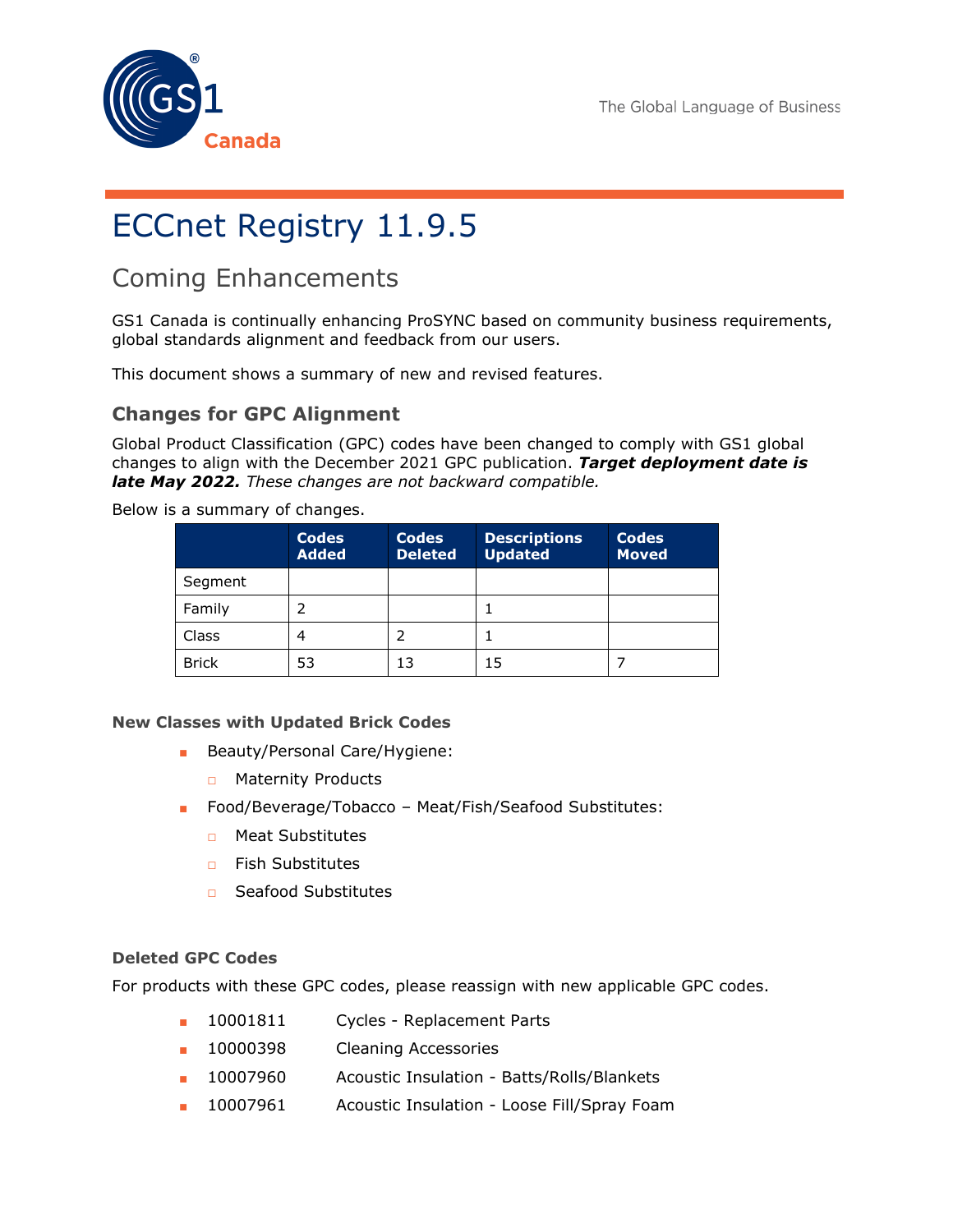# ECCnet Registry 11.9.5

## Coming Enhancements

GS1 Canada is continually enhancing ProSYNC based on community business requirements, global standards alignment and feedback from our users.

This document shows a summary of new and revised features.

### Changes for GPC Alignment

Global Product Classification (GPC) codes have been changed to comply with GS1 global changes to align with the December 2021 GPC publication. ***Target deployment date is late May 2022.*** *These changes are not backward compatible.*

Below is a summary of changes.

| | Codes Added | Codes Deleted | Descriptions Updated | Codes Moved |
|---|---|---|---|---|
| Segment | | | | |
| Family | 2 | | 1 | |
| Class | 4 | 2 | 1 | |
| Brick | 53 | 13 | 15 | 7 |

#### New Classes with Updated Brick Codes

- Beauty/Personal Care/Hygiene:
  - Maternity Products
- Food/Beverage/Tobacco – Meat/Fish/Seafood Substitutes:
  - Meat Substitutes
  - Fish Substitutes
  - Seafood Substitutes

#### Deleted GPC Codes

For products with these GPC codes, please reassign with new applicable GPC codes.

- 10001811 Cycles - Replacement Parts
- 10000398 Cleaning Accessories
- 10007960 Acoustic Insulation - Batts/Rolls/Blankets
- 10007961 Acoustic Insulation - Loose Fill/Spray Foam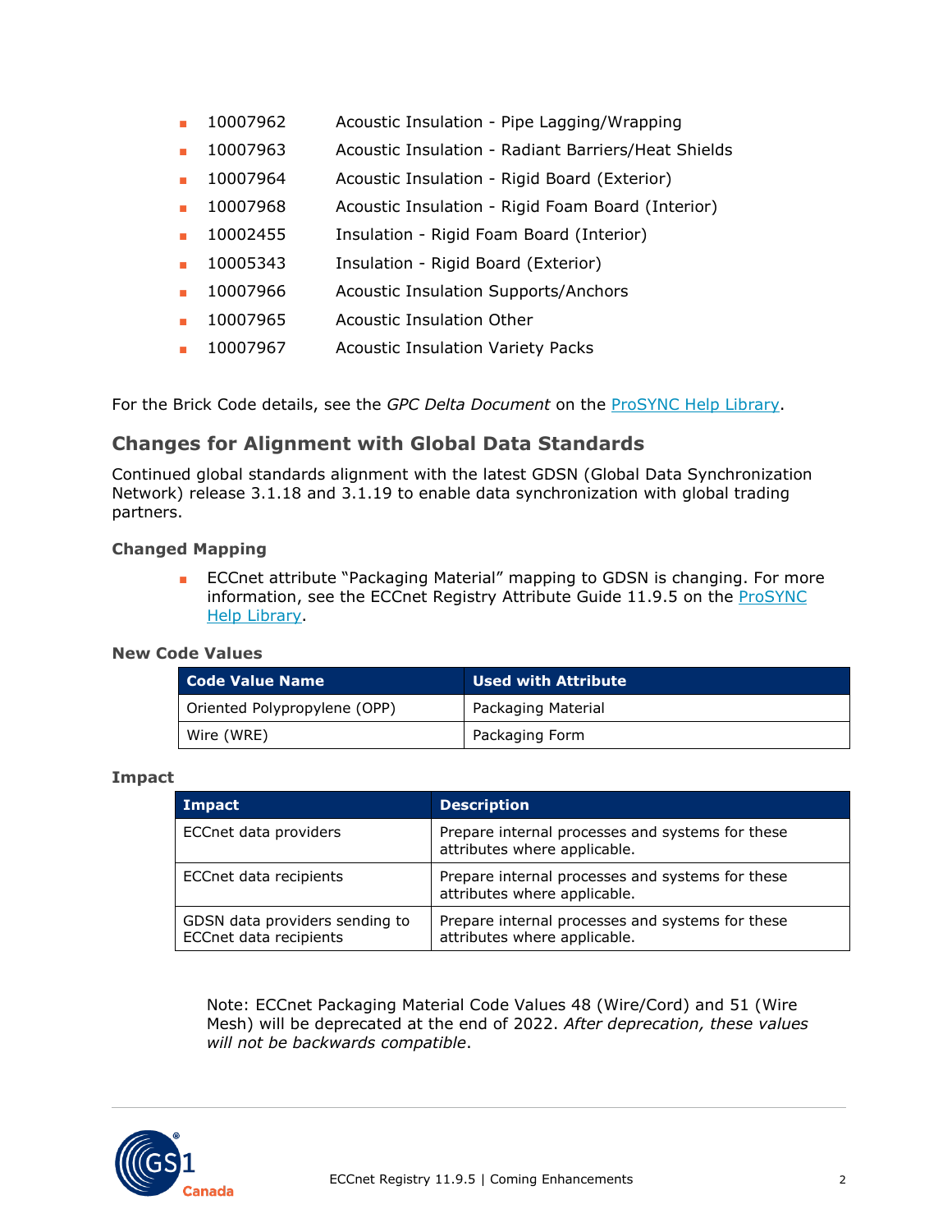- 10007962 Acoustic Insulation - Pipe Lagging/Wrapping
- 10007963 Acoustic Insulation - Radiant Barriers/Heat Shields
- 10007964 Acoustic Insulation - Rigid Board (Exterior)
- 10007968 Acoustic Insulation - Rigid Foam Board (Interior)
- 10002455 Insulation - Rigid Foam Board (Interior)
- 10005343 Insulation - Rigid Board (Exterior)
- 10007966 Acoustic Insulation Supports/Anchors
- 10007965 Acoustic Insulation Other
- 10007967 Acoustic Insulation Variety Packs

For the Brick Code details, see the *GPC Delta Document* on the ProSYNC Help Library.

## Changes for Alignment with Global Data Standards

Continued global standards alignment with the latest GDSN (Global Data Synchronization Network) release 3.1.18 and 3.1.19 to enable data synchronization with global trading partners.

### Changed Mapping

- ECCnet attribute "Packaging Material" mapping to GDSN is changing. For more information, see the ECCnet Registry Attribute Guide 11.9.5 on the ProSYNC Help Library.

### New Code Values

| Code Value Name | Used with Attribute |
| --- | --- |
| Oriented Polypropylene (OPP) | Packaging Material |
| Wire (WRE) | Packaging Form |

### Impact

| Impact | Description |
| --- | --- |
| ECCnet data providers | Prepare internal processes and systems for these attributes where applicable. |
| ECCnet data recipients | Prepare internal processes and systems for these attributes where applicable. |
| GDSN data providers sending to ECCnet data recipients | Prepare internal processes and systems for these attributes where applicable. |

Note: ECCnet Packaging Material Code Values 48 (Wire/Cord) and 51 (Wire Mesh) will be deprecated at the end of 2022. *After deprecation, these values will not be backwards compatible*.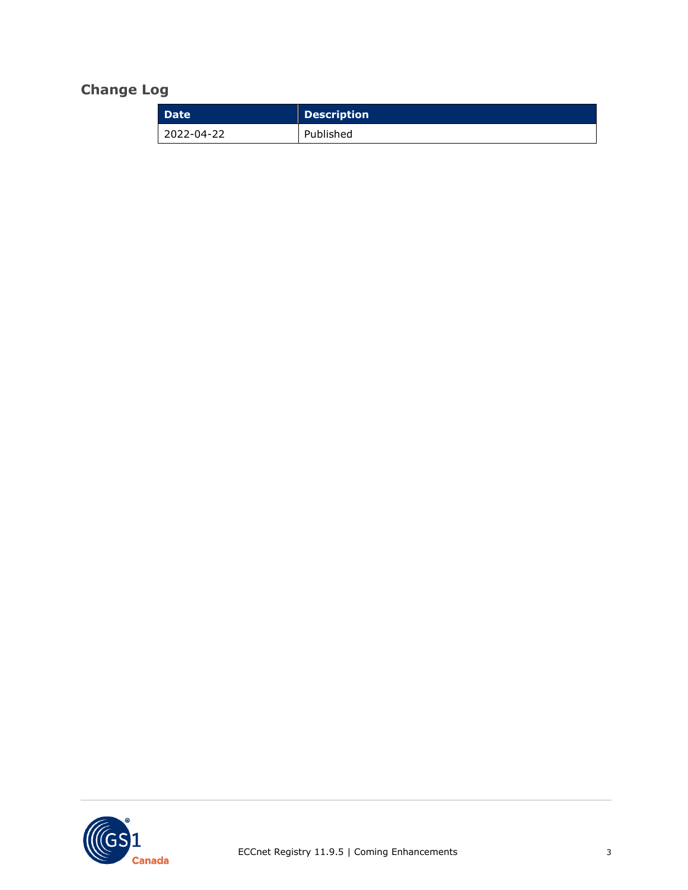## Change Log

| Date | Description |
|---|---|
| 2022-04-22 | Published |